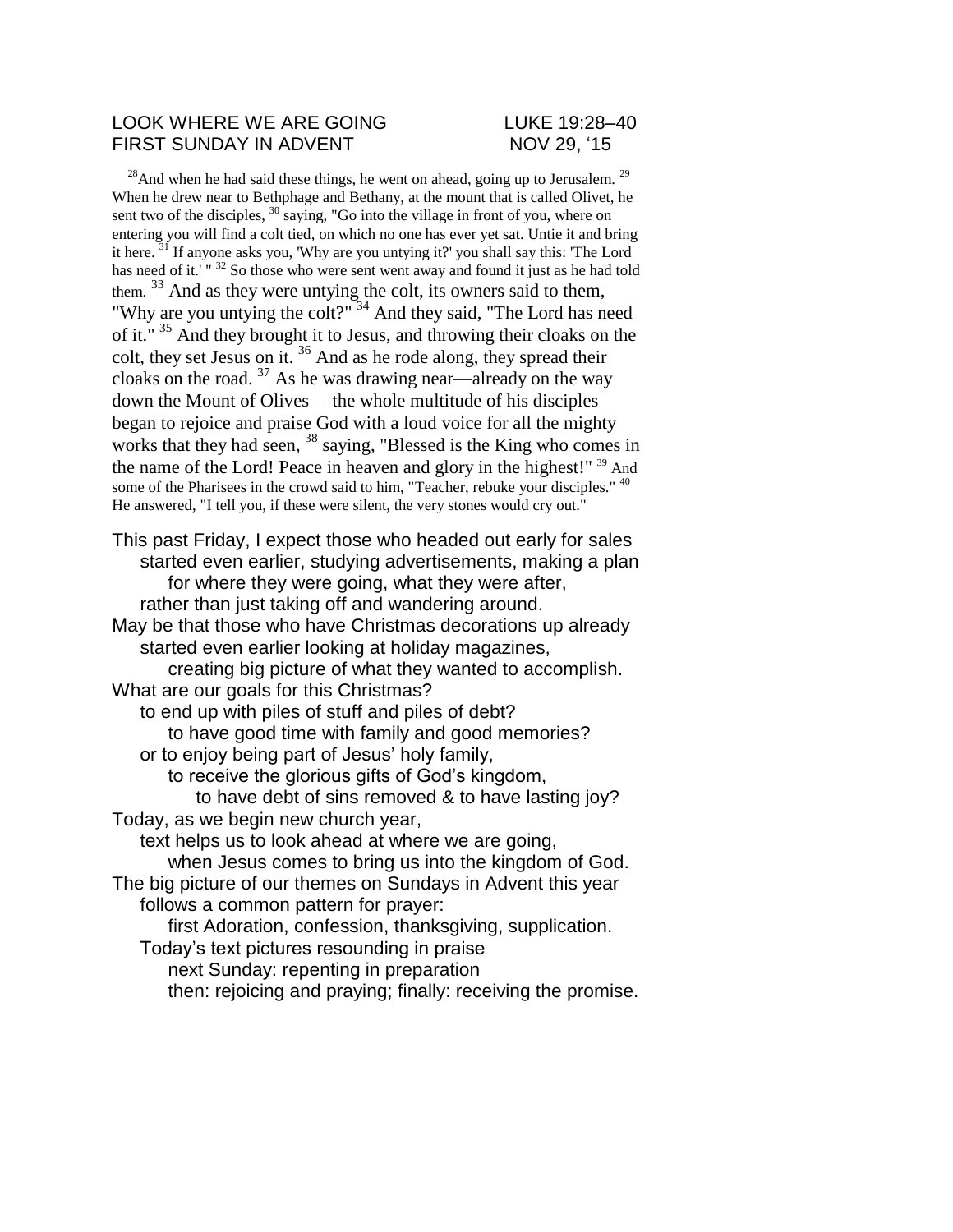LOOK WHERE WE ARE GOING LUKE 19:28–40
FIRST SUNDAY IN ADVENT NOV 29, '15

[28]And when he had said these things, he went on ahead, going up to Jerusalem. [29] When he drew near to Bethphage and Bethany, at the mount that is called Olivet, he sent two of the disciples, [30] saying, "Go into the village in front of you, where on entering you will find a colt tied, on which no one has ever yet sat. Untie it and bring it here. [31] If anyone asks you, 'Why are you untying it?' you shall say this: 'The Lord has need of it.' " [32] So those who were sent went away and found it just as he had told them. [33] And as they were untying the colt, its owners said to them, "Why are you untying the colt?" [34] And they said, "The Lord has need of it." [35] And they brought it to Jesus, and throwing their cloaks on the colt, they set Jesus on it. [36] And as he rode along, they spread their cloaks on the road. [37] As he was drawing near—already on the way down the Mount of Olives— the whole multitude of his disciples began to rejoice and praise God with a loud voice for all the mighty works that they had seen, [38] saying, "Blessed is the King who comes in the name of the Lord! Peace in heaven and glory in the highest!" [39] And some of the Pharisees in the crowd said to him, "Teacher, rebuke your disciples." [40] He answered, "I tell you, if these were silent, the very stones would cry out."

This past Friday, I expect those who headed out early for sales
started even earlier, studying advertisements, making a plan
for where they were going, what they were after,
rather than just taking off and wandering around.
May be that those who have Christmas decorations up already
started even earlier looking at holiday magazines,
creating big picture of what they wanted to accomplish.
What are our goals for this Christmas?
to end up with piles of stuff and piles of debt?
to have good time with family and good memories?
or to enjoy being part of Jesus' holy family,
to receive the glorious gifts of God's kingdom,
to have debt of sins removed & to have lasting joy?
Today, as we begin new church year,
text helps us to look ahead at where we are going,
when Jesus comes to bring us into the kingdom of God.
The big picture of our themes on Sundays in Advent this year
follows a common pattern for prayer:
first Adoration, confession, thanksgiving, supplication.
Today's text pictures resounding in praise
next Sunday: repenting in preparation
then: rejoicing and praying; finally: receiving the promise.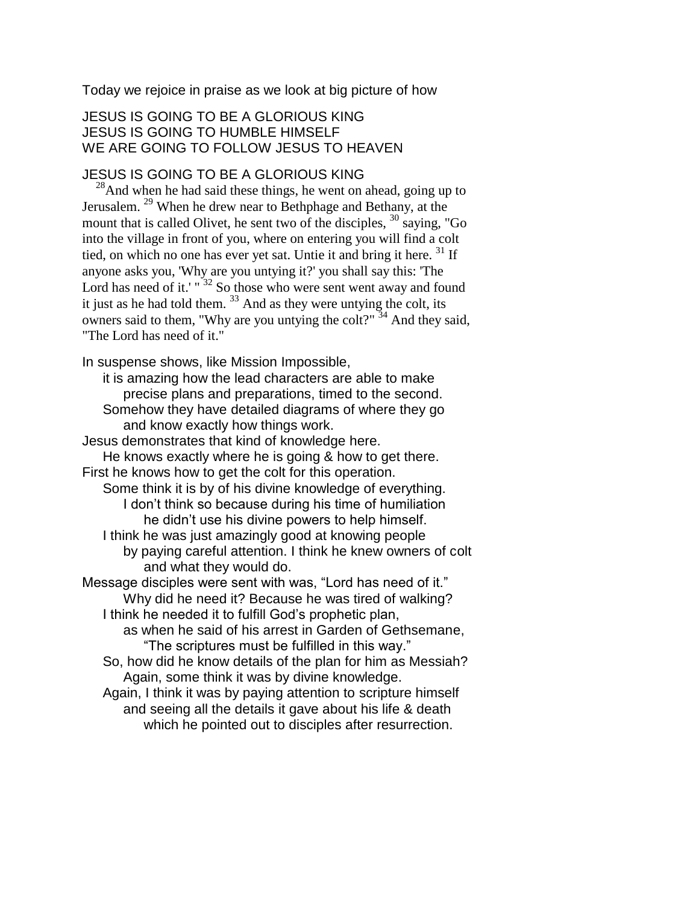Today we rejoice in praise as we look at big picture of how

JESUS IS GOING TO BE A GLORIOUS KING
JESUS IS GOING TO HUMBLE HIMSELF
WE ARE GOING TO FOLLOW JESUS TO HEAVEN

JESUS IS GOING TO BE A GLORIOUS KING

[28]And when he had said these things, he went on ahead, going up to Jerusalem. [29] When he drew near to Bethphage and Bethany, at the mount that is called Olivet, he sent two of the disciples, [30] saying, "Go into the village in front of you, where on entering you will find a colt tied, on which no one has ever yet sat. Untie it and bring it here. [31] If anyone asks you, 'Why are you untying it?' you shall say this: 'The Lord has need of it.' " [32] So those who were sent went away and found it just as he had told them. [33] And as they were untying the colt, its owners said to them, "Why are you untying the colt?" [34] And they said, "The Lord has need of it."

In suspense shows, like Mission Impossible,
 it is amazing how the lead characters are able to make
  precise plans and preparations, timed to the second.
 Somehow they have detailed diagrams of where they go
  and know exactly how things work.
Jesus demonstrates that kind of knowledge here.
 He knows exactly where he is going & how to get there.
First he knows how to get the colt for this operation.
 Some think it is by of his divine knowledge of everything.
  I don't think so because during his time of humiliation
   he didn't use his divine powers to help himself.
 I think he was just amazingly good at knowing people
  by paying careful attention. I think he knew owners of colt
   and what they would do.
Message disciples were sent with was, "Lord has need of it."
  Why did he need it? Because he was tired of walking?
 I think he needed it to fulfill God's prophetic plan,
  as when he said of his arrest in Garden of Gethsemane,
   "The scriptures must be fulfilled in this way."
 So, how did he know details of the plan for him as Messiah?
  Again, some think it was by divine knowledge.
 Again, I think it was by paying attention to scripture himself
  and seeing all the details it gave about his life & death
   which he pointed out to disciples after resurrection.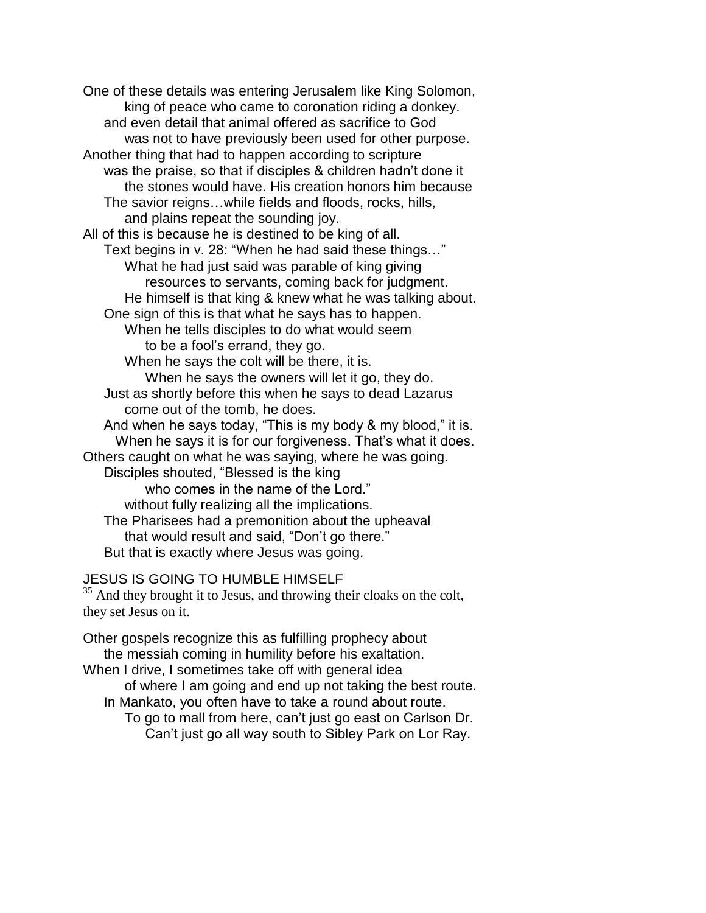One of these details was entering Jerusalem like King Solomon,
king of peace who came to coronation riding a donkey.
and even detail that animal offered as sacrifice to God
was not to have previously been used for other purpose.
Another thing that had to happen according to scripture
was the praise, so that if disciples & children hadn't done it
the stones would have. His creation honors him because
The savior reigns…while fields and floods, rocks, hills,
and plains repeat the sounding joy.
All of this is because he is destined to be king of all.
Text begins in v. 28: "When he had said these things…"
What he had just said was parable of king giving
resources to servants, coming back for judgment.
He himself is that king & knew what he was talking about.
One sign of this is that what he says has to happen.
When he tells disciples to do what would seem
to be a fool's errand, they go.
When he says the colt will be there, it is.
When he says the owners will let it go, they do.
Just as shortly before this when he says to dead Lazarus
come out of the tomb, he does.
And when he says today, "This is my body & my blood," it is.
When he says it is for our forgiveness. That's what it does.
Others caught on what he was saying, where he was going.
Disciples shouted, "Blessed is the king
who comes in the name of the Lord."
without fully realizing all the implications.
The Pharisees had a premonition about the upheaval
that would result and said, "Don't go there."
But that is exactly where Jesus was going.

JESUS IS GOING TO HUMBLE HIMSELF

[35] And they brought it to Jesus, and throwing their cloaks on the colt, they set Jesus on it.

Other gospels recognize this as fulfilling prophecy about
the messiah coming in humility before his exaltation.
When I drive, I sometimes take off with general idea
of where I am going and end up not taking the best route.
In Mankato, you often have to take a round about route.
To go to mall from here, can't just go east on Carlson Dr.
Can't just go all way south to Sibley Park on Lor Ray.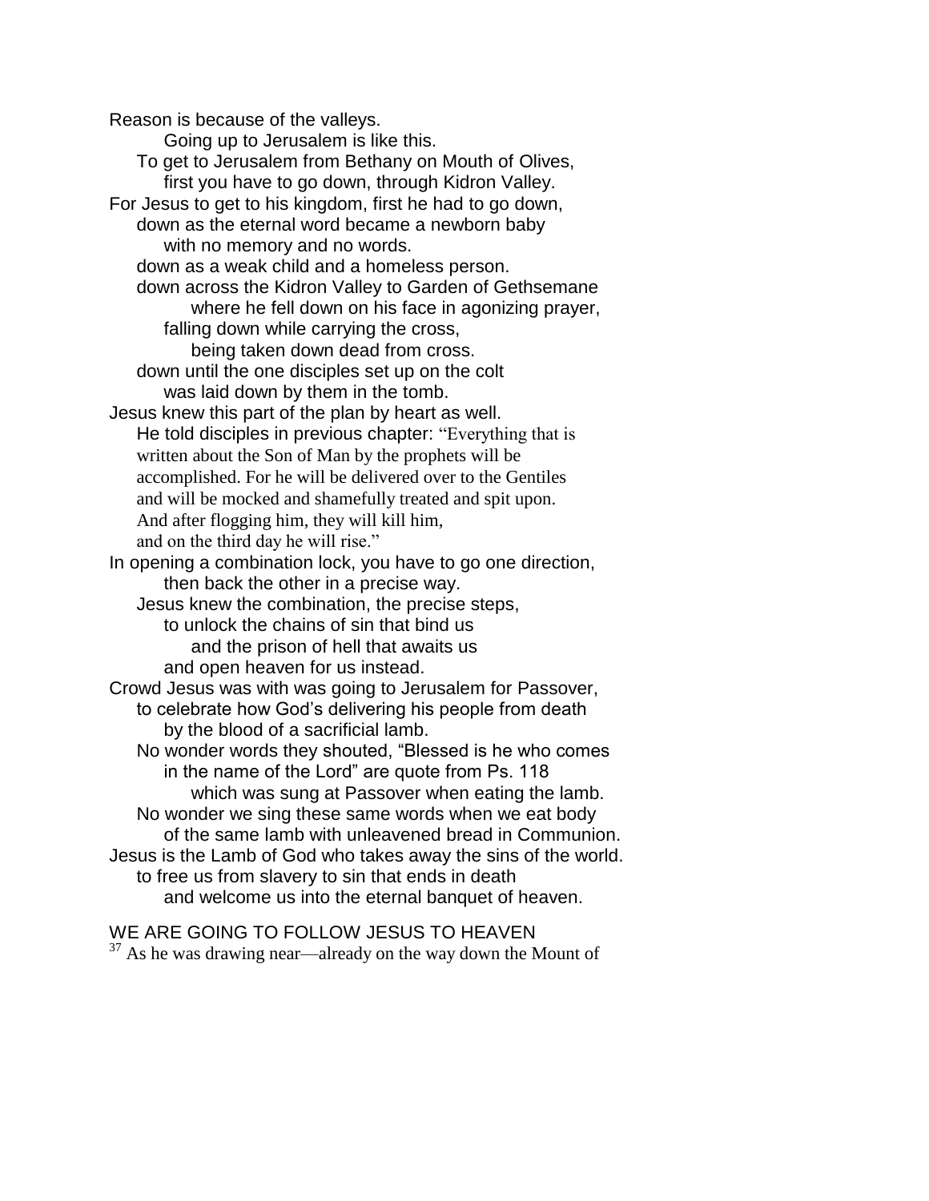Reason is because of the valleys.
Going up to Jerusalem is like this.
To get to Jerusalem from Bethany on Mouth of Olives,
first you have to go down, through Kidron Valley.
For Jesus to get to his kingdom, first he had to go down,
down as the eternal word became a newborn baby
with no memory and no words.
down as a weak child and a homeless person.
down across the Kidron Valley to Garden of Gethsemane
where he fell down on his face in agonizing prayer,
falling down while carrying the cross,
being taken down dead from cross.
down until the one disciples set up on the colt
was laid down by them in the tomb.
Jesus knew this part of the plan by heart as well.
He told disciples in previous chapter: "Everything that is written about the Son of Man by the prophets will be accomplished. For he will be delivered over to the Gentiles and will be mocked and shamefully treated and spit upon. And after flogging him, they will kill him, and on the third day he will rise."
In opening a combination lock, you have to go one direction,
then back the other in a precise way.
Jesus knew the combination, the precise steps,
to unlock the chains of sin that bind us
and the prison of hell that awaits us
and open heaven for us instead.
Crowd Jesus was with was going to Jerusalem for Passover,
to celebrate how God's delivering his people from death
by the blood of a sacrificial lamb.
No wonder words they shouted, "Blessed is he who comes
in the name of the Lord" are quote from Ps. 118
which was sung at Passover when eating the lamb.
No wonder we sing these same words when we eat body
of the same lamb with unleavened bread in Communion.
Jesus is the Lamb of God who takes away the sins of the world.
to free us from slavery to sin that ends in death
and welcome us into the eternal banquet of heaven.

WE ARE GOING TO FOLLOW JESUS TO HEAVEN

[37] As he was drawing near—already on the way down the Mount of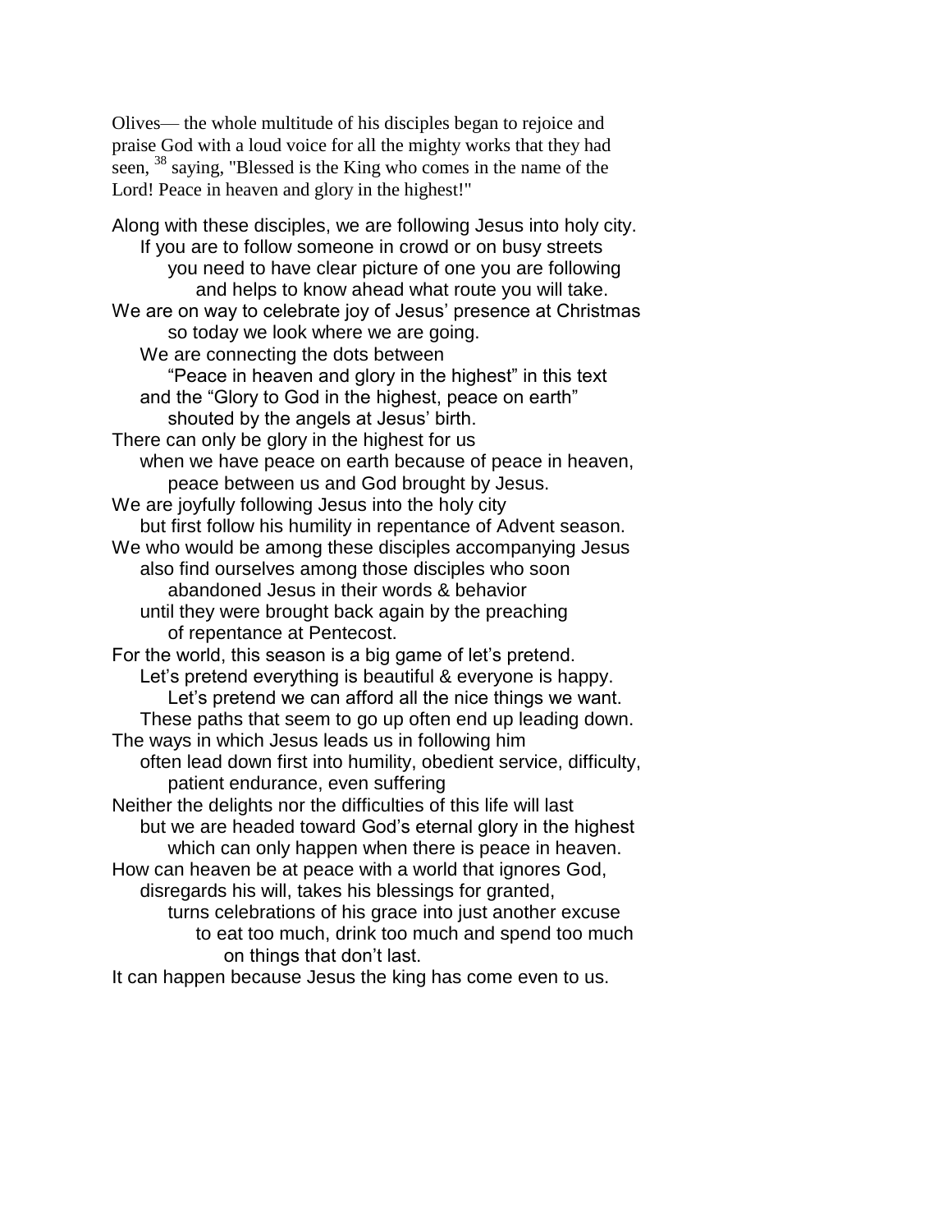Olives— the whole multitude of his disciples began to rejoice and praise God with a loud voice for all the mighty works that they had seen, [38] saying, "Blessed is the King who comes in the name of the Lord! Peace in heaven and glory in the highest!"

Along with these disciples, we are following Jesus into holy city.
If you are to follow someone in crowd or on busy streets
you need to have clear picture of one you are following
and helps to know ahead what route you will take.
We are on way to celebrate joy of Jesus' presence at Christmas
so today we look where we are going.
We are connecting the dots between
"Peace in heaven and glory in the highest" in this text
and the "Glory to God in the highest, peace on earth"
shouted by the angels at Jesus' birth.
There can only be glory in the highest for us
when we have peace on earth because of peace in heaven,
peace between us and God brought by Jesus.
We are joyfully following Jesus into the holy city
but first follow his humility in repentance of Advent season.
We who would be among these disciples accompanying Jesus
also find ourselves among those disciples who soon
abandoned Jesus in their words & behavior
until they were brought back again by the preaching
of repentance at Pentecost.
For the world, this season is a big game of let's pretend.
Let's pretend everything is beautiful & everyone is happy.
Let's pretend we can afford all the nice things we want.
These paths that seem to go up often end up leading down.
The ways in which Jesus leads us in following him
often lead down first into humility, obedient service, difficulty,
patient endurance, even suffering
Neither the delights nor the difficulties of this life will last
but we are headed toward God's eternal glory in the highest
which can only happen when there is peace in heaven.
How can heaven be at peace with a world that ignores God,
disregards his will, takes his blessings for granted,
turns celebrations of his grace into just another excuse
to eat too much, drink too much and spend too much
on things that don't last.
It can happen because Jesus the king has come even to us.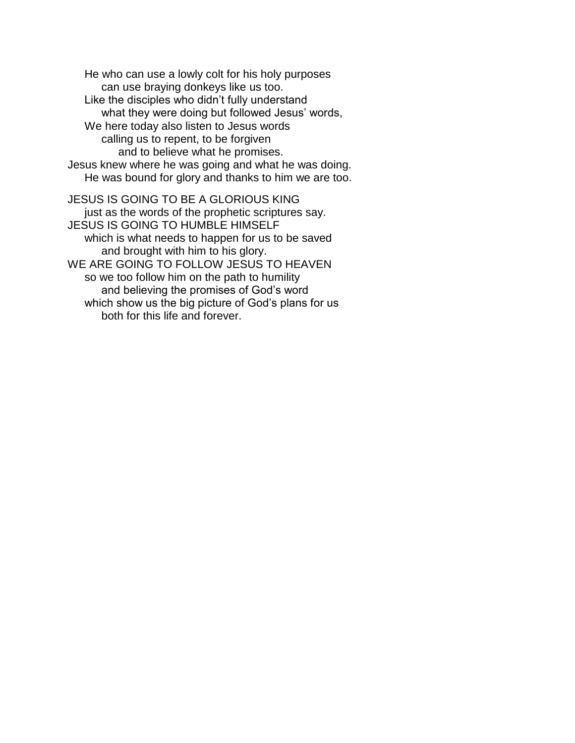He who can use a lowly colt for his holy purposes
can use braying donkeys like us too.
Like the disciples who didn't fully understand
what they were doing but followed Jesus' words,
We here today also listen to Jesus words
calling us to repent, to be forgiven
and to believe what he promises.
Jesus knew where he was going and what he was doing.
He was bound for glory and thanks to him we are too.

JESUS IS GOING TO BE A GLORIOUS KING
just as the words of the prophetic scriptures say.
JESUS IS GOING TO HUMBLE HIMSELF
which is what needs to happen for us to be saved
and brought with him to his glory.
WE ARE GOING TO FOLLOW JESUS TO HEAVEN
so we too follow him on the path to humility
and believing the promises of God's word
which show us the big picture of God's plans for us
both for this life and forever.